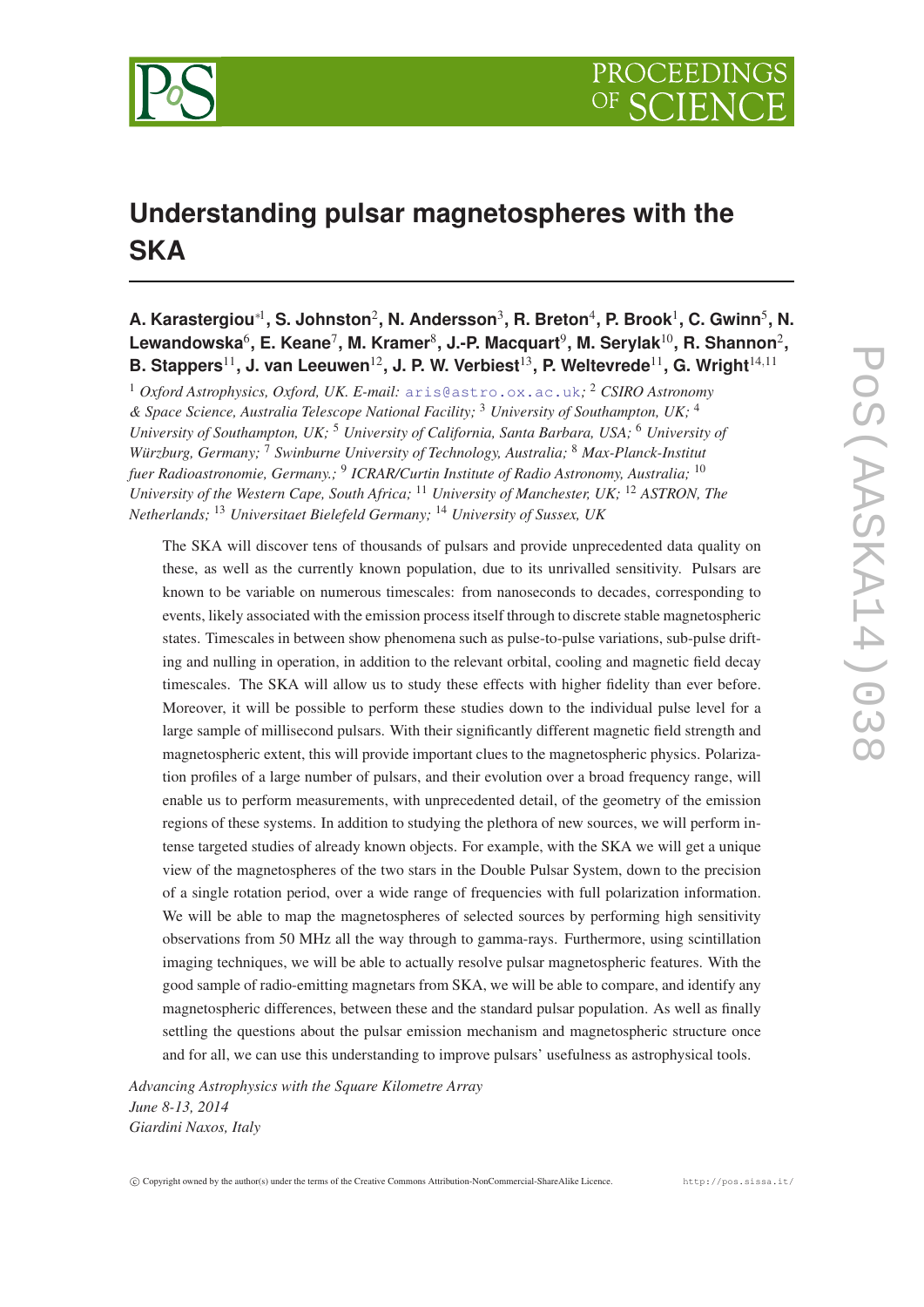# Understanding pulsar magnetospheres with the SKA

**A. Karastergiou**∗[1], **S. Johnston**[2], **N. Andersson**[3], **R. Breton**[4], **P. Brook**[1], **C. Gwinn**[5], **N. Lewandowska**[6], **E. Keane**[7], **M. Kramer**[8], **J.-P. Macquart**[9], **M. Serylak**[10], **R. Shannon**[2], **B. Stappers**[11], **J. van Leeuwen**[12], **J. P. W. Verbiest**[13], **P. Weltevrede**[11], **G. Wright**[14,11]

[1] *Oxford Astrophysics, Oxford, UK. E-mail:* aris@astro.ox.ac.uk*;* [2] *CSIRO Astronomy & Space Science, Australia Telescope National Facility;* [3] *University of Southampton, UK;* [4] *University of Southampton, UK;* [5] *University of California, Santa Barbara, USA;* [6] *University of Würzburg, Germany;* [7] *Swinburne University of Technology, Australia;* [8] *Max-Planck-Institut fuer Radioastronomie, Germany.;* [9] *ICRAR/Curtin Institute of Radio Astronomy, Australia;* [10] *University of the Western Cape, South Africa;* [11] *University of Manchester, UK;* [12] *ASTRON, The Netherlands;* [13] *Universitaet Bielefeld Germany;* [14] *University of Sussex, UK*

The SKA will discover tens of thousands of pulsars and provide unprecedented data quality on these, as well as the currently known population, due to its unrivalled sensitivity. Pulsars are known to be variable on numerous timescales: from nanoseconds to decades, corresponding to events, likely associated with the emission process itself through to discrete stable magnetospheric states. Timescales in between show phenomena such as pulse-to-pulse variations, sub-pulse drifting and nulling in operation, in addition to the relevant orbital, cooling and magnetic field decay timescales. The SKA will allow us to study these effects with higher fidelity than ever before. Moreover, it will be possible to perform these studies down to the individual pulse level for a large sample of millisecond pulsars. With their significantly different magnetic field strength and magnetospheric extent, this will provide important clues to the magnetospheric physics. Polarization profiles of a large number of pulsars, and their evolution over a broad frequency range, will enable us to perform measurements, with unprecedented detail, of the geometry of the emission regions of these systems. In addition to studying the plethora of new sources, we will perform intense targeted studies of already known objects. For example, with the SKA we will get a unique view of the magnetospheres of the two stars in the Double Pulsar System, down to the precision of a single rotation period, over a wide range of frequencies with full polarization information. We will be able to map the magnetospheres of selected sources by performing high sensitivity observations from 50 MHz all the way through to gamma-rays. Furthermore, using scintillation imaging techniques, we will be able to actually resolve pulsar magnetospheric features. With the good sample of radio-emitting magnetars from SKA, we will be able to compare, and identify any magnetospheric differences, between these and the standard pulsar population. As well as finally settling the questions about the pulsar emission mechanism and magnetospheric structure once and for all, we can use this understanding to improve pulsars' usefulness as astrophysical tools.

*Advancing Astrophysics with the Square Kilometre Array*
*June 8-13, 2014*
*Giardini Naxos, Italy*

© Copyright owned by the author(s) under the terms of the Creative Commons Attribution-NonCommercial-ShareAlike Licence. http://pos.sissa.it/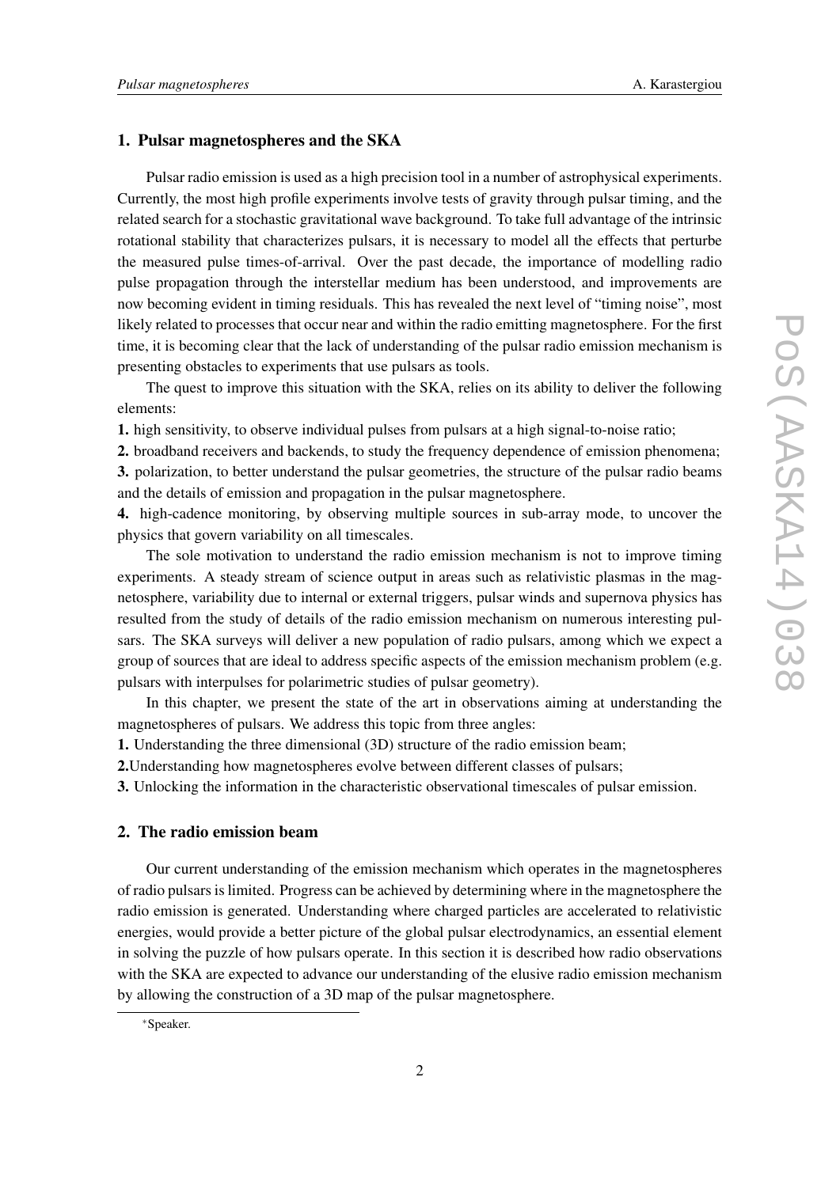## 1. Pulsar magnetospheres and the SKA

Pulsar radio emission is used as a high precision tool in a number of astrophysical experiments. Currently, the most high profile experiments involve tests of gravity through pulsar timing, and the related search for a stochastic gravitational wave background. To take full advantage of the intrinsic rotational stability that characterizes pulsars, it is necessary to model all the effects that perturbe the measured pulse times-of-arrival. Over the past decade, the importance of modelling radio pulse propagation through the interstellar medium has been understood, and improvements are now becoming evident in timing residuals. This has revealed the next level of "timing noise", most likely related to processes that occur near and within the radio emitting magnetosphere. For the first time, it is becoming clear that the lack of understanding of the pulsar radio emission mechanism is presenting obstacles to experiments that use pulsars as tools.

The quest to improve this situation with the SKA, relies on its ability to deliver the following elements:

**1.** high sensitivity, to observe individual pulses from pulsars at a high signal-to-noise ratio;

**2.** broadband receivers and backends, to study the frequency dependence of emission phenomena;

**3.** polarization, to better understand the pulsar geometries, the structure of the pulsar radio beams and the details of emission and propagation in the pulsar magnetosphere.

**4.** high-cadence monitoring, by observing multiple sources in sub-array mode, to uncover the physics that govern variability on all timescales.

The sole motivation to understand the radio emission mechanism is not to improve timing experiments. A steady stream of science output in areas such as relativistic plasmas in the magnetosphere, variability due to internal or external triggers, pulsar winds and supernova physics has resulted from the study of details of the radio emission mechanism on numerous interesting pulsars. The SKA surveys will deliver a new population of radio pulsars, among which we expect a group of sources that are ideal to address specific aspects of the emission mechanism problem (e.g. pulsars with interpulses for polarimetric studies of pulsar geometry).

In this chapter, we present the state of the art in observations aiming at understanding the magnetospheres of pulsars. We address this topic from three angles:

**1.** Understanding the three dimensional (3D) structure of the radio emission beam;

**2.**Understanding how magnetospheres evolve between different classes of pulsars;

**3.** Unlocking the information in the characteristic observational timescales of pulsar emission.

## 2. The radio emission beam

Our current understanding of the emission mechanism which operates in the magnetospheres of radio pulsars is limited. Progress can be achieved by determining where in the magnetosphere the radio emission is generated. Understanding where charged particles are accelerated to relativistic energies, would provide a better picture of the global pulsar electrodynamics, an essential element in solving the puzzle of how pulsars operate. In this section it is described how radio observations with the SKA are expected to advance our understanding of the elusive radio emission mechanism by allowing the construction of a 3D map of the pulsar magnetosphere.

*Speaker.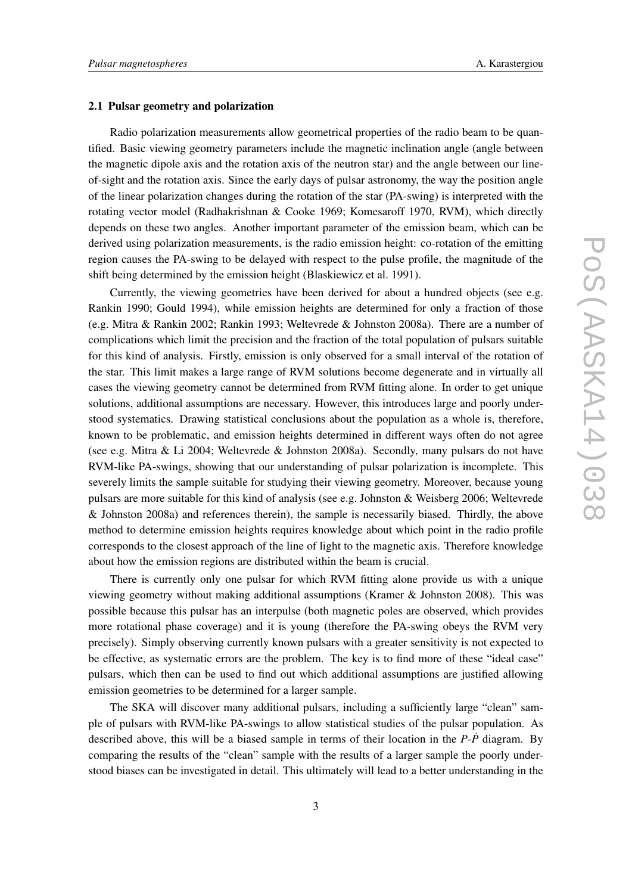### 2.1 Pulsar geometry and polarization

Radio polarization measurements allow geometrical properties of the radio beam to be quantified. Basic viewing geometry parameters include the magnetic inclination angle (angle between the magnetic dipole axis and the rotation axis of the neutron star) and the angle between our line-of-sight and the rotation axis. Since the early days of pulsar astronomy, the way the position angle of the linear polarization changes during the rotation of the star (PA-swing) is interpreted with the rotating vector model (Radhakrishnan & Cooke 1969; Komesaroff 1970, RVM), which directly depends on these two angles. Another important parameter of the emission beam, which can be derived using polarization measurements, is the radio emission height: co-rotation of the emitting region causes the PA-swing to be delayed with respect to the pulse profile, the magnitude of the shift being determined by the emission height (Blaskiewicz et al. 1991).

Currently, the viewing geometries have been derived for about a hundred objects (see e.g. Rankin 1990; Gould 1994), while emission heights are determined for only a fraction of those (e.g. Mitra & Rankin 2002; Rankin 1993; Weltevrede & Johnston 2008a). There are a number of complications which limit the precision and the fraction of the total population of pulsars suitable for this kind of analysis. Firstly, emission is only observed for a small interval of the rotation of the star. This limit makes a large range of RVM solutions become degenerate and in virtually all cases the viewing geometry cannot be determined from RVM fitting alone. In order to get unique solutions, additional assumptions are necessary. However, this introduces large and poorly understood systematics. Drawing statistical conclusions about the population as a whole is, therefore, known to be problematic, and emission heights determined in different ways often do not agree (see e.g. Mitra & Li 2004; Weltevrede & Johnston 2008a). Secondly, many pulsars do not have RVM-like PA-swings, showing that our understanding of pulsar polarization is incomplete. This severely limits the sample suitable for studying their viewing geometry. Moreover, because young pulsars are more suitable for this kind of analysis (see e.g. Johnston & Weisberg 2006; Weltevrede & Johnston 2008a) and references therein), the sample is necessarily biased. Thirdly, the above method to determine emission heights requires knowledge about which point in the radio profile corresponds to the closest approach of the line of light to the magnetic axis. Therefore knowledge about how the emission regions are distributed within the beam is crucial.

There is currently only one pulsar for which RVM fitting alone provide us with a unique viewing geometry without making additional assumptions (Kramer & Johnston 2008). This was possible because this pulsar has an interpulse (both magnetic poles are observed, which provides more rotational phase coverage) and it is young (therefore the PA-swing obeys the RVM very precisely). Simply observing currently known pulsars with a greater sensitivity is not expected to be effective, as systematic errors are the problem. The key is to find more of these "ideal case" pulsars, which then can be used to find out which additional assumptions are justified allowing emission geometries to be determined for a larger sample.

The SKA will discover many additional pulsars, including a sufficiently large "clean" sample of pulsars with RVM-like PA-swings to allow statistical studies of the pulsar population. As described above, this will be a biased sample in terms of their location in the $P$-$\dot{P}$ diagram. By comparing the results of the "clean" sample with the results of a larger sample the poorly understood biases can be investigated in detail. This ultimately will lead to a better understanding in the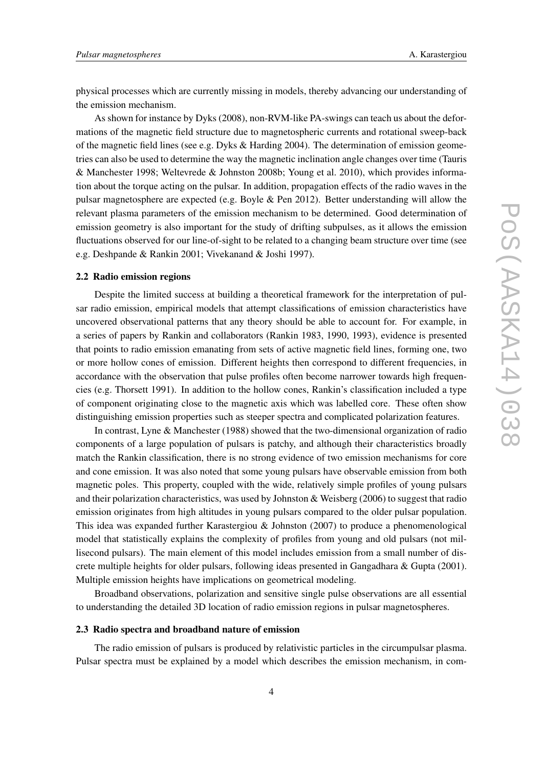physical processes which are currently missing in models, thereby advancing our understanding of the emission mechanism.

As shown for instance by Dyks (2008), non-RVM-like PA-swings can teach us about the deformations of the magnetic field structure due to magnetospheric currents and rotational sweep-back of the magnetic field lines (see e.g. Dyks & Harding 2004). The determination of emission geometries can also be used to determine the way the magnetic inclination angle changes over time (Tauris & Manchester 1998; Weltevrede & Johnston 2008b; Young et al. 2010), which provides information about the torque acting on the pulsar. In addition, propagation effects of the radio waves in the pulsar magnetosphere are expected (e.g. Boyle & Pen 2012). Better understanding will allow the relevant plasma parameters of the emission mechanism to be determined. Good determination of emission geometry is also important for the study of drifting subpulses, as it allows the emission fluctuations observed for our line-of-sight to be related to a changing beam structure over time (see e.g. Deshpande & Rankin 2001; Vivekanand & Joshi 1997).

### 2.2 Radio emission regions

Despite the limited success at building a theoretical framework for the interpretation of pulsar radio emission, empirical models that attempt classifications of emission characteristics have uncovered observational patterns that any theory should be able to account for. For example, in a series of papers by Rankin and collaborators (Rankin 1983, 1990, 1993), evidence is presented that points to radio emission emanating from sets of active magnetic field lines, forming one, two or more hollow cones of emission. Different heights then correspond to different frequencies, in accordance with the observation that pulse profiles often become narrower towards high frequencies (e.g. Thorsett 1991). In addition to the hollow cones, Rankin's classification included a type of component originating close to the magnetic axis which was labelled core. These often show distinguishing emission properties such as steeper spectra and complicated polarization features.

In contrast, Lyne & Manchester (1988) showed that the two-dimensional organization of radio components of a large population of pulsars is patchy, and although their characteristics broadly match the Rankin classification, there is no strong evidence of two emission mechanisms for core and cone emission. It was also noted that some young pulsars have observable emission from both magnetic poles. This property, coupled with the wide, relatively simple profiles of young pulsars and their polarization characteristics, was used by Johnston & Weisberg (2006) to suggest that radio emission originates from high altitudes in young pulsars compared to the older pulsar population. This idea was expanded further Karastergiou & Johnston (2007) to produce a phenomenological model that statistically explains the complexity of profiles from young and old pulsars (not millisecond pulsars). The main element of this model includes emission from a small number of discrete multiple heights for older pulsars, following ideas presented in Gangadhara & Gupta (2001). Multiple emission heights have implications on geometrical modeling.

Broadband observations, polarization and sensitive single pulse observations are all essential to understanding the detailed 3D location of radio emission regions in pulsar magnetospheres.

### 2.3 Radio spectra and broadband nature of emission

The radio emission of pulsars is produced by relativistic particles in the circumpulsar plasma. Pulsar spectra must be explained by a model which describes the emission mechanism, in com-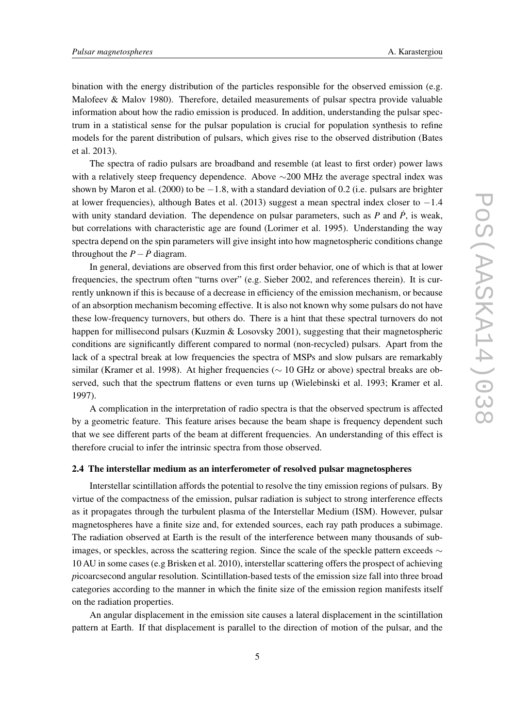bination with the energy distribution of the particles responsible for the observed emission (e.g. Malofeev & Malov 1980). Therefore, detailed measurements of pulsar spectra provide valuable information about how the radio emission is produced. In addition, understanding the pulsar spectrum in a statistical sense for the pulsar population is crucial for population synthesis to refine models for the parent distribution of pulsars, which gives rise to the observed distribution (Bates et al. 2013).

The spectra of radio pulsars are broadband and resemble (at least to first order) power laws with a relatively steep frequency dependence. Above $\sim$200 MHz the average spectral index was shown by Maron et al. (2000) to be $-1.8$, with a standard deviation of 0.2 (i.e. pulsars are brighter at lower frequencies), although Bates et al. (2013) suggest a mean spectral index closer to $-1.4$ with unity standard deviation. The dependence on pulsar parameters, such as $P$ and $\dot{P}$, is weak, but correlations with characteristic age are found (Lorimer et al. 1995). Understanding the way spectra depend on the spin parameters will give insight into how magnetospheric conditions change throughout the $P-\dot{P}$ diagram.

In general, deviations are observed from this first order behavior, one of which is that at lower frequencies, the spectrum often "turns over" (e.g. Sieber 2002, and references therein). It is currently unknown if this is because of a decrease in efficiency of the emission mechanism, or because of an absorption mechanism becoming effective. It is also not known why some pulsars do not have these low-frequency turnovers, but others do. There is a hint that these spectral turnovers do not happen for millisecond pulsars (Kuzmin & Losovsky 2001), suggesting that their magnetospheric conditions are significantly different compared to normal (non-recycled) pulsars. Apart from the lack of a spectral break at low frequencies the spectra of MSPs and slow pulsars are remarkably similar (Kramer et al. 1998). At higher frequencies ($\sim$ 10 GHz or above) spectral breaks are observed, such that the spectrum flattens or even turns up (Wielebinski et al. 1993; Kramer et al. 1997).

A complication in the interpretation of radio spectra is that the observed spectrum is affected by a geometric feature. This feature arises because the beam shape is frequency dependent such that we see different parts of the beam at different frequencies. An understanding of this effect is therefore crucial to infer the intrinsic spectra from those observed.

### 2.4 The interstellar medium as an interferometer of resolved pulsar magnetospheres

Interstellar scintillation affords the potential to resolve the tiny emission regions of pulsars. By virtue of the compactness of the emission, pulsar radiation is subject to strong interference effects as it propagates through the turbulent plasma of the Interstellar Medium (ISM). However, pulsar magnetospheres have a finite size and, for extended sources, each ray path produces a subimage. The radiation observed at Earth is the result of the interference between many thousands of subimages, or speckles, across the scattering region. Since the scale of the speckle pattern exceeds $\sim$ 10 AU in some cases (e.g Brisken et al. 2010), interstellar scattering offers the prospect of achieving *p*icoarcsecond angular resolution. Scintillation-based tests of the emission size fall into three broad categories according to the manner in which the finite size of the emission region manifests itself on the radiation properties.

An angular displacement in the emission site causes a lateral displacement in the scintillation pattern at Earth. If that displacement is parallel to the direction of motion of the pulsar, and the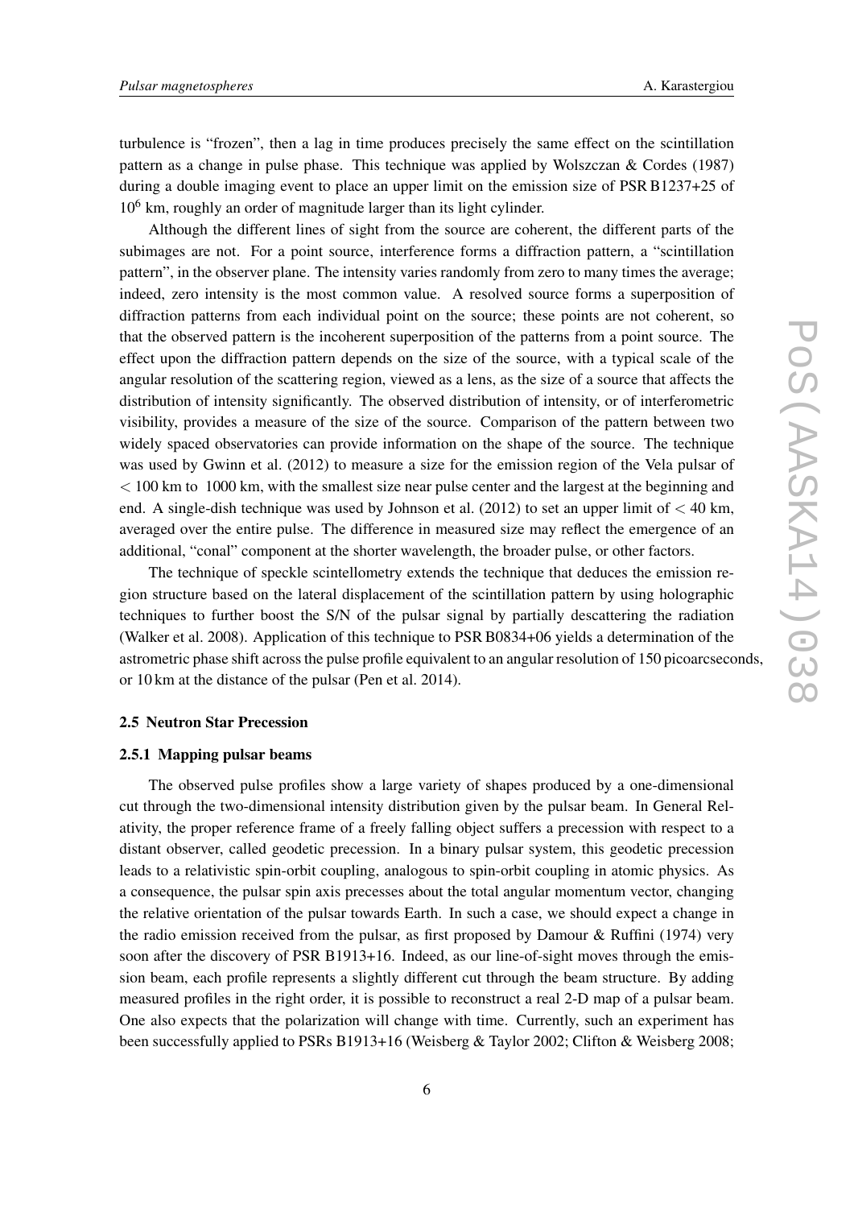turbulence is “frozen”, then a lag in time produces precisely the same effect on the scintillation pattern as a change in pulse phase. This technique was applied by Wolszczan & Cordes (1987) during a double imaging event to place an upper limit on the emission size of PSR B1237+25 of $10^6$ km, roughly an order of magnitude larger than its light cylinder.

Although the different lines of sight from the source are coherent, the different parts of the subimages are not. For a point source, interference forms a diffraction pattern, a “scintillation pattern”, in the observer plane. The intensity varies randomly from zero to many times the average; indeed, zero intensity is the most common value. A resolved source forms a superposition of diffraction patterns from each individual point on the source; these points are not coherent, so that the observed pattern is the incoherent superposition of the patterns from a point source. The effect upon the diffraction pattern depends on the size of the source, with a typical scale of the angular resolution of the scattering region, viewed as a lens, as the size of a source that affects the distribution of intensity significantly. The observed distribution of intensity, or of interferometric visibility, provides a measure of the size of the source. Comparison of the pattern between two widely spaced observatories can provide information on the shape of the source. The technique was used by Gwinn et al. (2012) to measure a size for the emission region of the Vela pulsar of $< 100$ km to 1000 km, with the smallest size near pulse center and the largest at the beginning and end. A single-dish technique was used by Johnson et al. (2012) to set an upper limit of $< 40$ km, averaged over the entire pulse. The difference in measured size may reflect the emergence of an additional, “conal” component at the shorter wavelength, the broader pulse, or other factors.

The technique of speckle scintellometry extends the technique that deduces the emission region structure based on the lateral displacement of the scintillation pattern by using holographic techniques to further boost the S/N of the pulsar signal by partially descattering the radiation (Walker et al. 2008). Application of this technique to PSR B0834+06 yields a determination of the astrometric phase shift across the pulse profile equivalent to an angular resolution of 150 picoarcseconds, or 10 km at the distance of the pulsar (Pen et al. 2014).

### 2.5 Neutron Star Precession

#### 2.5.1 Mapping pulsar beams

The observed pulse profiles show a large variety of shapes produced by a one-dimensional cut through the two-dimensional intensity distribution given by the pulsar beam. In General Relativity, the proper reference frame of a freely falling object suffers a precession with respect to a distant observer, called geodetic precession. In a binary pulsar system, this geodetic precession leads to a relativistic spin-orbit coupling, analogous to spin-orbit coupling in atomic physics. As a consequence, the pulsar spin axis precesses about the total angular momentum vector, changing the relative orientation of the pulsar towards Earth. In such a case, we should expect a change in the radio emission received from the pulsar, as first proposed by Damour & Ruffini (1974) very soon after the discovery of PSR B1913+16. Indeed, as our line-of-sight moves through the emission beam, each profile represents a slightly different cut through the beam structure. By adding measured profiles in the right order, it is possible to reconstruct a real 2-D map of a pulsar beam. One also expects that the polarization will change with time. Currently, such an experiment has been successfully applied to PSRs B1913+16 (Weisberg & Taylor 2002; Clifton & Weisberg 2008;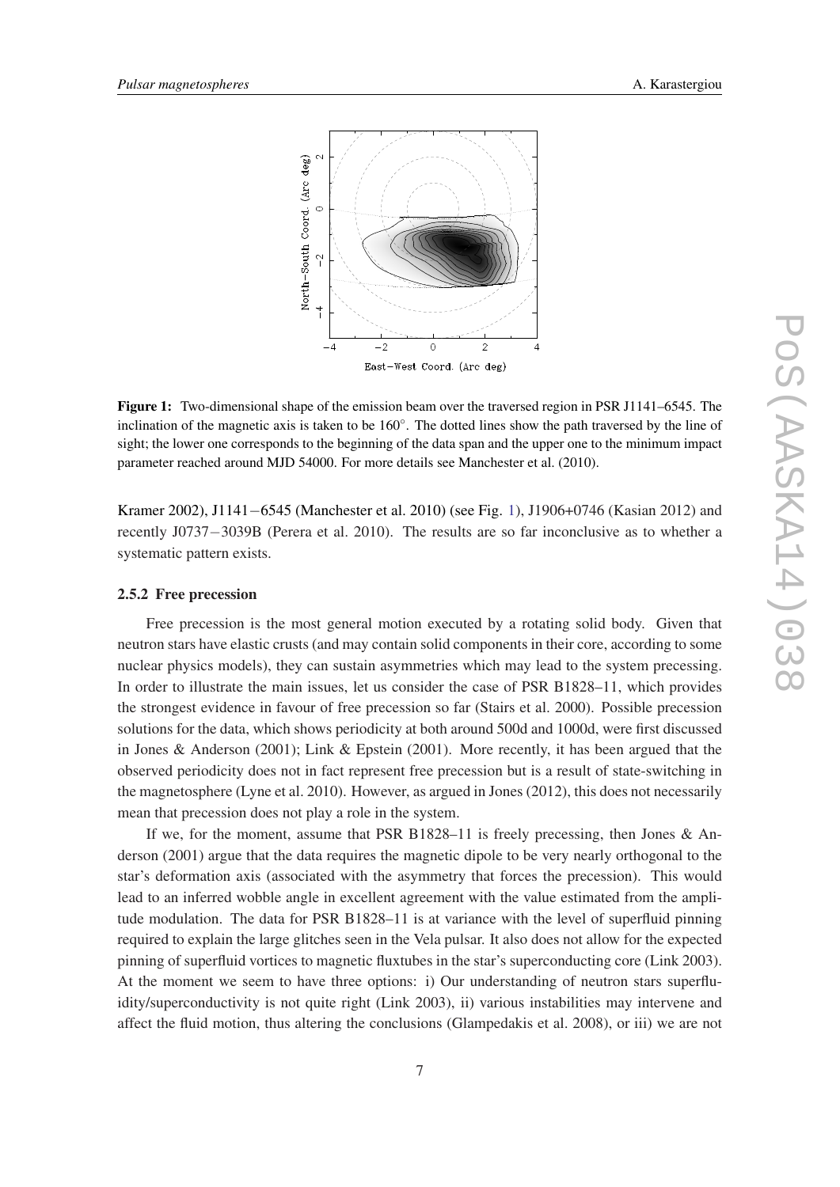**Figure 1:** Two-dimensional shape of the emission beam over the traversed region in PSR J1141–6545. The inclination of the magnetic axis is taken to be 160°. The dotted lines show the path traversed by the line of sight; the lower one corresponds to the beginning of the data span and the upper one to the minimum impact parameter reached around MJD 54000. For more details see Manchester et al. (2010).

Kramer 2002), J1141−6545 (Manchester et al. 2010) (see Fig. 1), J1906+0746 (Kasian 2012) and recently J0737−3039B (Perera et al. 2010). The results are so far inconclusive as to whether a systematic pattern exists.

#### 2.5.2 Free precession

Free precession is the most general motion executed by a rotating solid body. Given that neutron stars have elastic crusts (and may contain solid components in their core, according to some nuclear physics models), they can sustain asymmetries which may lead to the system precessing. In order to illustrate the main issues, let us consider the case of PSR B1828–11, which provides the strongest evidence in favour of free precession so far (Stairs et al. 2000). Possible precession solutions for the data, which shows periodicity at both around 500d and 1000d, were first discussed in Jones & Anderson (2001); Link & Epstein (2001). More recently, it has been argued that the observed periodicity does not in fact represent free precession but is a result of state-switching in the magnetosphere (Lyne et al. 2010). However, as argued in Jones (2012), this does not necessarily mean that precession does not play a role in the system.

If we, for the moment, assume that PSR B1828–11 is freely precessing, then Jones & Anderson (2001) argue that the data requires the magnetic dipole to be very nearly orthogonal to the star's deformation axis (associated with the asymmetry that forces the precession). This would lead to an inferred wobble angle in excellent agreement with the value estimated from the amplitude modulation. The data for PSR B1828–11 is at variance with the level of superfluid pinning required to explain the large glitches seen in the Vela pulsar. It also does not allow for the expected pinning of superfluid vortices to magnetic fluxtubes in the star's superconducting core (Link 2003). At the moment we seem to have three options: i) Our understanding of neutron stars superfluidity/superconductivity is not quite right (Link 2003), ii) various instabilities may intervene and affect the fluid motion, thus altering the conclusions (Glampedakis et al. 2008), or iii) we are not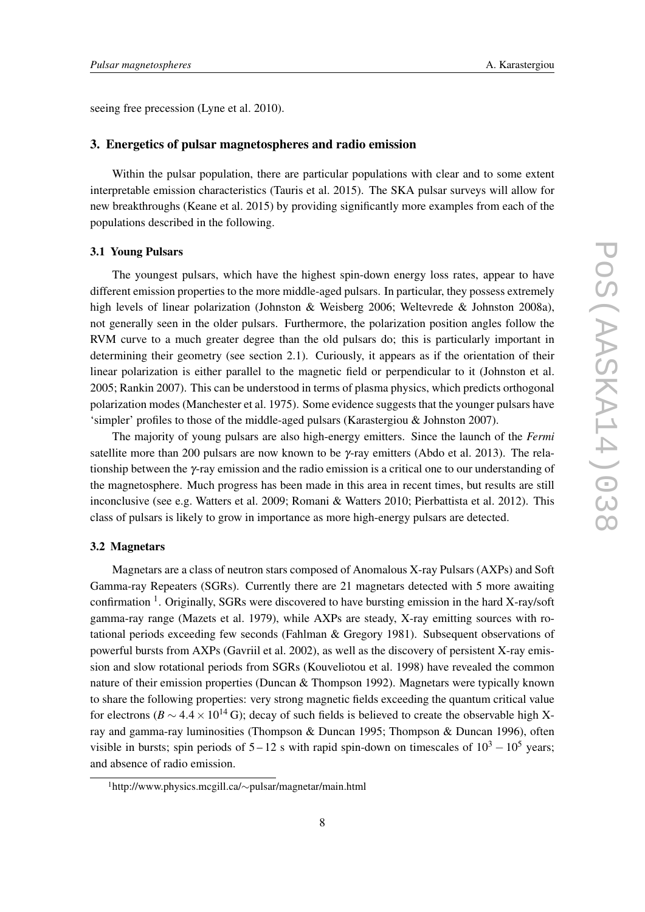seeing free precession (Lyne et al. 2010).

## 3. Energetics of pulsar magnetospheres and radio emission

Within the pulsar population, there are particular populations with clear and to some extent interpretable emission characteristics (Tauris et al. 2015). The SKA pulsar surveys will allow for new breakthroughs (Keane et al. 2015) by providing significantly more examples from each of the populations described in the following.

### 3.1 Young Pulsars

The youngest pulsars, which have the highest spin-down energy loss rates, appear to have different emission properties to the more middle-aged pulsars. In particular, they possess extremely high levels of linear polarization (Johnston & Weisberg 2006; Weltevrede & Johnston 2008a), not generally seen in the older pulsars. Furthermore, the polarization position angles follow the RVM curve to a much greater degree than the old pulsars do; this is particularly important in determining their geometry (see section 2.1). Curiously, it appears as if the orientation of their linear polarization is either parallel to the magnetic field or perpendicular to it (Johnston et al. 2005; Rankin 2007). This can be understood in terms of plasma physics, which predicts orthogonal polarization modes (Manchester et al. 1975). Some evidence suggests that the younger pulsars have 'simpler' profiles to those of the middle-aged pulsars (Karastergiou & Johnston 2007).

The majority of young pulsars are also high-energy emitters. Since the launch of the *Fermi* satellite more than 200 pulsars are now known to be $\gamma$-ray emitters (Abdo et al. 2013). The relationship between the $\gamma$-ray emission and the radio emission is a critical one to our understanding of the magnetosphere. Much progress has been made in this area in recent times, but results are still inconclusive (see e.g. Watters et al. 2009; Romani & Watters 2010; Pierbattista et al. 2012). This class of pulsars is likely to grow in importance as more high-energy pulsars are detected.

### 3.2 Magnetars

Magnetars are a class of neutron stars composed of Anomalous X-ray Pulsars (AXPs) and Soft Gamma-ray Repeaters (SGRs). Currently there are 21 magnetars detected with 5 more awaiting confirmation [1]. Originally, SGRs were discovered to have bursting emission in the hard X-ray/soft gamma-ray range (Mazets et al. 1979), while AXPs are steady, X-ray emitting sources with rotational periods exceeding few seconds (Fahlman & Gregory 1981). Subsequent observations of powerful bursts from AXPs (Gavriil et al. 2002), as well as the discovery of persistent X-ray emission and slow rotational periods from SGRs (Kouveliotou et al. 1998) have revealed the common nature of their emission properties (Duncan & Thompson 1992). Magnetars were typically known to share the following properties: very strong magnetic fields exceeding the quantum critical value for electrons ($B \sim 4.4 \times 10^{14}$ G); decay of such fields is believed to create the observable high X-ray and gamma-ray luminosities (Thompson & Duncan 1995; Thompson & Duncan 1996), often visible in bursts; spin periods of $5-12$ s with rapid spin-down on timescales of $10^3 - 10^5$ years; and absence of radio emission.

[1] http://www.physics.mcgill.ca/~pulsar/magnetar/main.html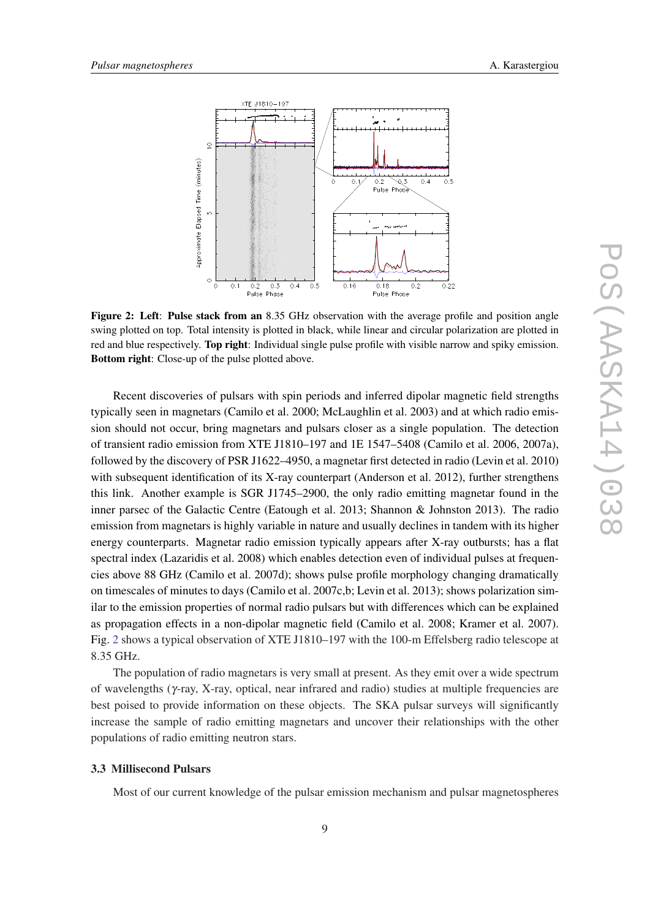**Figure 2: Left**: **Pulse stack from an** 8.35 GHz observation with the average profile and position angle swing plotted on top. Total intensity is plotted in black, while linear and circular polarization are plotted in red and blue respectively. **Top right**: Individual single pulse profile with visible narrow and spiky emission. **Bottom right**: Close-up of the pulse plotted above.

Recent discoveries of pulsars with spin periods and inferred dipolar magnetic field strengths typically seen in magnetars (Camilo et al. 2000; McLaughlin et al. 2003) and at which radio emission should not occur, bring magnetars and pulsars closer as a single population. The detection of transient radio emission from XTE J1810–197 and 1E 1547–5408 (Camilo et al. 2006, 2007a), followed by the discovery of PSR J1622–4950, a magnetar first detected in radio (Levin et al. 2010) with subsequent identification of its X-ray counterpart (Anderson et al. 2012), further strengthens this link. Another example is SGR J1745–2900, the only radio emitting magnetar found in the inner parsec of the Galactic Centre (Eatough et al. 2013; Shannon & Johnston 2013). The radio emission from magnetars is highly variable in nature and usually declines in tandem with its higher energy counterparts. Magnetar radio emission typically appears after X-ray outbursts; has a flat spectral index (Lazaridis et al. 2008) which enables detection even of individual pulses at frequencies above 88 GHz (Camilo et al. 2007d); shows pulse profile morphology changing dramatically on timescales of minutes to days (Camilo et al. 2007c,b; Levin et al. 2013); shows polarization similar to the emission properties of normal radio pulsars but with differences which can be explained as propagation effects in a non-dipolar magnetic field (Camilo et al. 2008; Kramer et al. 2007). Fig. 2 shows a typical observation of XTE J1810–197 with the 100-m Effelsberg radio telescope at 8.35 GHz.

The population of radio magnetars is very small at present. As they emit over a wide spectrum of wavelengths ($\gamma$-ray, X-ray, optical, near infrared and radio) studies at multiple frequencies are best poised to provide information on these objects. The SKA pulsar surveys will significantly increase the sample of radio emitting magnetars and uncover their relationships with the other populations of radio emitting neutron stars.

### 3.3 Millisecond Pulsars

Most of our current knowledge of the pulsar emission mechanism and pulsar magnetospheres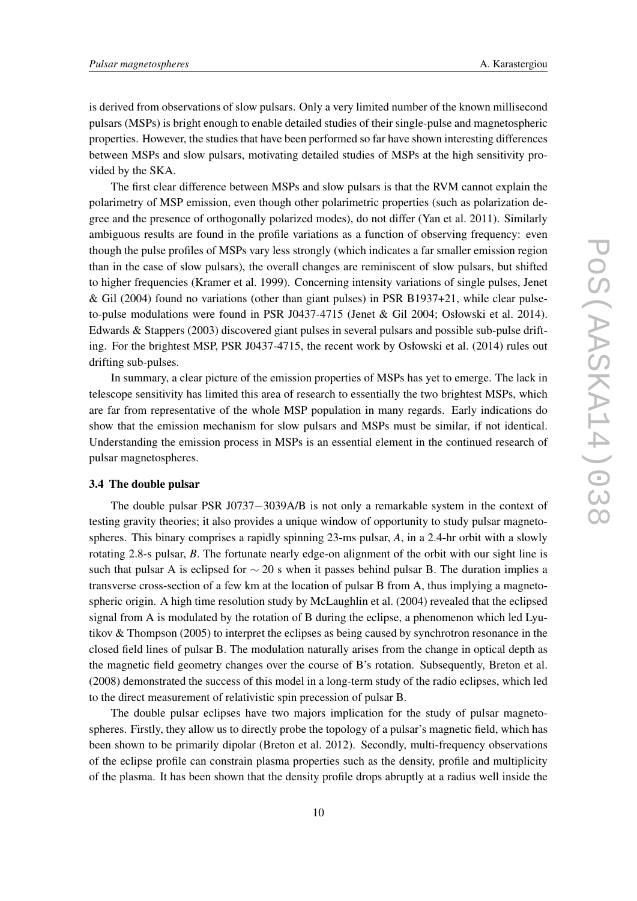is derived from observations of slow pulsars. Only a very limited number of the known millisecond pulsars (MSPs) is bright enough to enable detailed studies of their single-pulse and magnetospheric properties. However, the studies that have been performed so far have shown interesting differences between MSPs and slow pulsars, motivating detailed studies of MSPs at the high sensitivity provided by the SKA.

The first clear difference between MSPs and slow pulsars is that the RVM cannot explain the polarimetry of MSP emission, even though other polarimetric properties (such as polarization degree and the presence of orthogonally polarized modes), do not differ (Yan et al. 2011). Similarly ambiguous results are found in the profile variations as a function of observing frequency: even though the pulse profiles of MSPs vary less strongly (which indicates a far smaller emission region than in the case of slow pulsars), the overall changes are reminiscent of slow pulsars, but shifted to higher frequencies (Kramer et al. 1999). Concerning intensity variations of single pulses, Jenet & Gil (2004) found no variations (other than giant pulses) in PSR B1937+21, while clear pulse-to-pulse modulations were found in PSR J0437-4715 (Jenet & Gil 2004; Osłowski et al. 2014). Edwards & Stappers (2003) discovered giant pulses in several pulsars and possible sub-pulse drifting. For the brightest MSP, PSR J0437-4715, the recent work by Osłowski et al. (2014) rules out drifting sub-pulses.

In summary, a clear picture of the emission properties of MSPs has yet to emerge. The lack in telescope sensitivity has limited this area of research to essentially the two brightest MSPs, which are far from representative of the whole MSP population in many regards. Early indications do show that the emission mechanism for slow pulsars and MSPs must be similar, if not identical. Understanding the emission process in MSPs is an essential element in the continued research of pulsar magnetospheres.

### 3.4 The double pulsar

The double pulsar PSR J0737−3039A/B is not only a remarkable system in the context of testing gravity theories; it also provides a unique window of opportunity to study pulsar magnetospheres. This binary comprises a rapidly spinning 23-ms pulsar, *A*, in a 2.4-hr orbit with a slowly rotating 2.8-s pulsar, *B*. The fortunate nearly edge-on alignment of the orbit with our sight line is such that pulsar A is eclipsed for $\sim 20$ s when it passes behind pulsar B. The duration implies a transverse cross-section of a few km at the location of pulsar B from A, thus implying a magnetospheric origin. A high time resolution study by McLaughlin et al. (2004) revealed that the eclipsed signal from A is modulated by the rotation of B during the eclipse, a phenomenon which led Lyutikov & Thompson (2005) to interpret the eclipses as being caused by synchrotron resonance in the closed field lines of pulsar B. The modulation naturally arises from the change in optical depth as the magnetic field geometry changes over the course of B's rotation. Subsequently, Breton et al. (2008) demonstrated the success of this model in a long-term study of the radio eclipses, which led to the direct measurement of relativistic spin precession of pulsar B.

The double pulsar eclipses have two majors implication for the study of pulsar magnetospheres. Firstly, they allow us to directly probe the topology of a pulsar's magnetic field, which has been shown to be primarily dipolar (Breton et al. 2012). Secondly, multi-frequency observations of the eclipse profile can constrain plasma properties such as the density, profile and multiplicity of the plasma. It has been shown that the density profile drops abruptly at a radius well inside the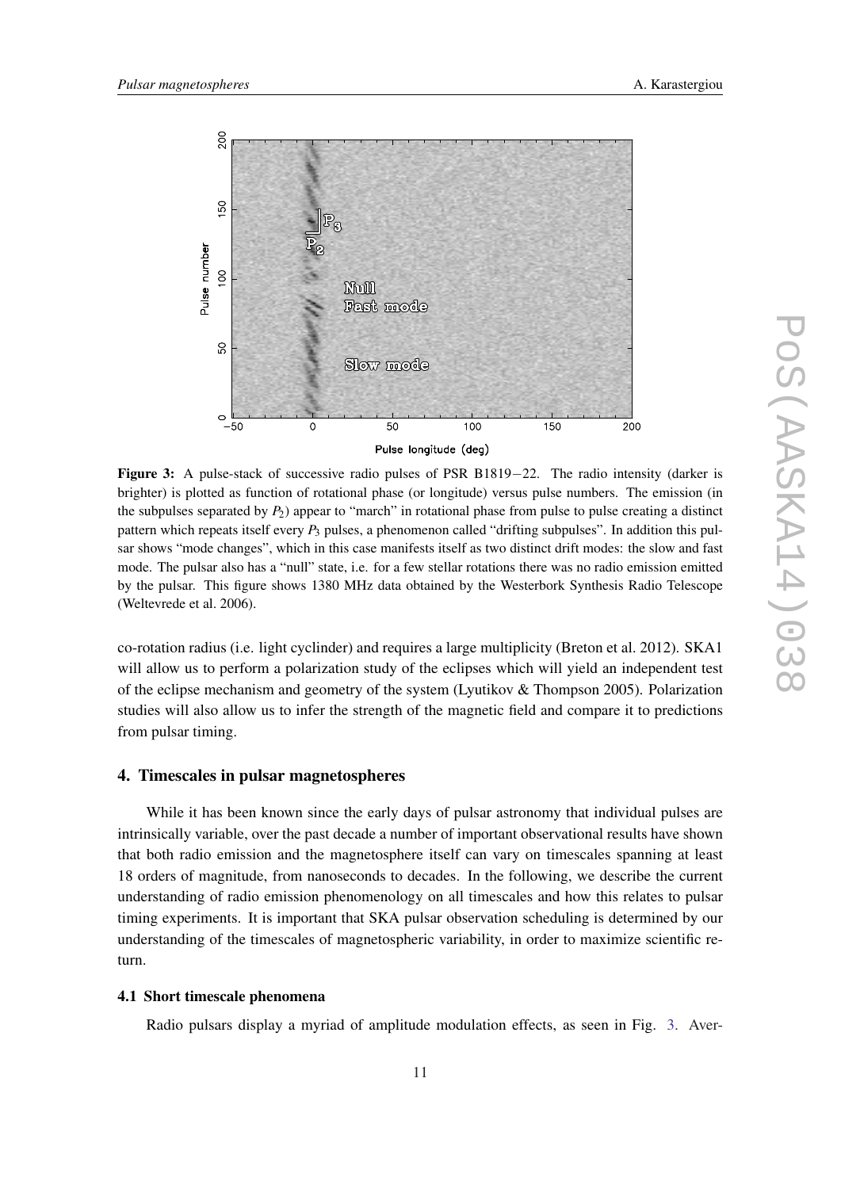**Figure 3:** A pulse-stack of successive radio pulses of PSR B1819−22. The radio intensity (darker is brighter) is plotted as function of rotational phase (or longitude) versus pulse numbers. The emission (in the subpulses separated by $P_2$) appear to "march" in rotational phase from pulse to pulse creating a distinct pattern which repeats itself every $P_3$ pulses, a phenomenon called "drifting subpulses". In addition this pulsar shows "mode changes", which in this case manifests itself as two distinct drift modes: the slow and fast mode. The pulsar also has a "null" state, i.e. for a few stellar rotations there was no radio emission emitted by the pulsar. This figure shows 1380 MHz data obtained by the Westerbork Synthesis Radio Telescope (Weltevrede et al. 2006).

co-rotation radius (i.e. light cyclinder) and requires a large multiplicity (Breton et al. 2012). SKA1 will allow us to perform a polarization study of the eclipses which will yield an independent test of the eclipse mechanism and geometry of the system (Lyutikov & Thompson 2005). Polarization studies will also allow us to infer the strength of the magnetic field and compare it to predictions from pulsar timing.

## 4. Timescales in pulsar magnetospheres

While it has been known since the early days of pulsar astronomy that individual pulses are intrinsically variable, over the past decade a number of important observational results have shown that both radio emission and the magnetosphere itself can vary on timescales spanning at least 18 orders of magnitude, from nanoseconds to decades. In the following, we describe the current understanding of radio emission phenomenology on all timescales and how this relates to pulsar timing experiments. It is important that SKA pulsar observation scheduling is determined by our understanding of the timescales of magnetospheric variability, in order to maximize scientific return.

### 4.1 Short timescale phenomena

Radio pulsars display a myriad of amplitude modulation effects, as seen in Fig. 3. Aver-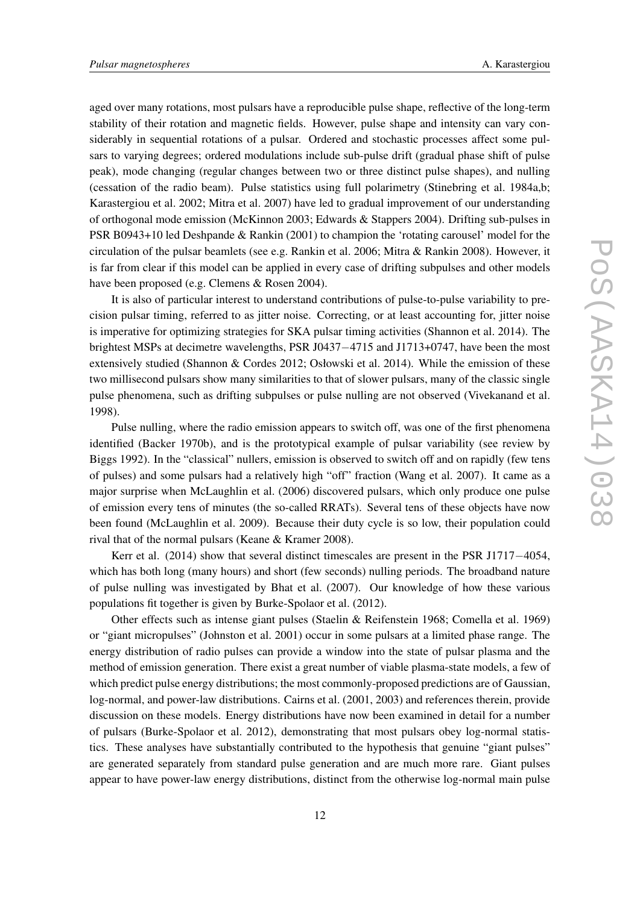aged over many rotations, most pulsars have a reproducible pulse shape, reflective of the long-term stability of their rotation and magnetic fields. However, pulse shape and intensity can vary considerably in sequential rotations of a pulsar. Ordered and stochastic processes affect some pulsars to varying degrees; ordered modulations include sub-pulse drift (gradual phase shift of pulse peak), mode changing (regular changes between two or three distinct pulse shapes), and nulling (cessation of the radio beam). Pulse statistics using full polarimetry (Stinebring et al. 1984a,b; Karastergiou et al. 2002; Mitra et al. 2007) have led to gradual improvement of our understanding of orthogonal mode emission (McKinnon 2003; Edwards & Stappers 2004). Drifting sub-pulses in PSR B0943+10 led Deshpande & Rankin (2001) to champion the 'rotating carousel' model for the circulation of the pulsar beamlets (see e.g. Rankin et al. 2006; Mitra & Rankin 2008). However, it is far from clear if this model can be applied in every case of drifting subpulses and other models have been proposed (e.g. Clemens & Rosen 2004).

It is also of particular interest to understand contributions of pulse-to-pulse variability to precision pulsar timing, referred to as jitter noise. Correcting, or at least accounting for, jitter noise is imperative for optimizing strategies for SKA pulsar timing activities (Shannon et al. 2014). The brightest MSPs at decimetre wavelengths, PSR J0437−4715 and J1713+0747, have been the most extensively studied (Shannon & Cordes 2012; Osłowski et al. 2014). While the emission of these two millisecond pulsars show many similarities to that of slower pulsars, many of the classic single pulse phenomena, such as drifting subpulses or pulse nulling are not observed (Vivekanand et al. 1998).

Pulse nulling, where the radio emission appears to switch off, was one of the first phenomena identified (Backer 1970b), and is the prototypical example of pulsar variability (see review by Biggs 1992). In the "classical" nullers, emission is observed to switch off and on rapidly (few tens of pulses) and some pulsars had a relatively high "off" fraction (Wang et al. 2007). It came as a major surprise when McLaughlin et al. (2006) discovered pulsars, which only produce one pulse of emission every tens of minutes (the so-called RRATs). Several tens of these objects have now been found (McLaughlin et al. 2009). Because their duty cycle is so low, their population could rival that of the normal pulsars (Keane & Kramer 2008).

Kerr et al. (2014) show that several distinct timescales are present in the PSR J1717−4054, which has both long (many hours) and short (few seconds) nulling periods. The broadband nature of pulse nulling was investigated by Bhat et al. (2007). Our knowledge of how these various populations fit together is given by Burke-Spolaor et al. (2012).

Other effects such as intense giant pulses (Staelin & Reifenstein 1968; Comella et al. 1969) or "giant micropulses" (Johnston et al. 2001) occur in some pulsars at a limited phase range. The energy distribution of radio pulses can provide a window into the state of pulsar plasma and the method of emission generation. There exist a great number of viable plasma-state models, a few of which predict pulse energy distributions; the most commonly-proposed predictions are of Gaussian, log-normal, and power-law distributions. Cairns et al. (2001, 2003) and references therein, provide discussion on these models. Energy distributions have now been examined in detail for a number of pulsars (Burke-Spolaor et al. 2012), demonstrating that most pulsars obey log-normal statistics. These analyses have substantially contributed to the hypothesis that genuine "giant pulses" are generated separately from standard pulse generation and are much more rare. Giant pulses appear to have power-law energy distributions, distinct from the otherwise log-normal main pulse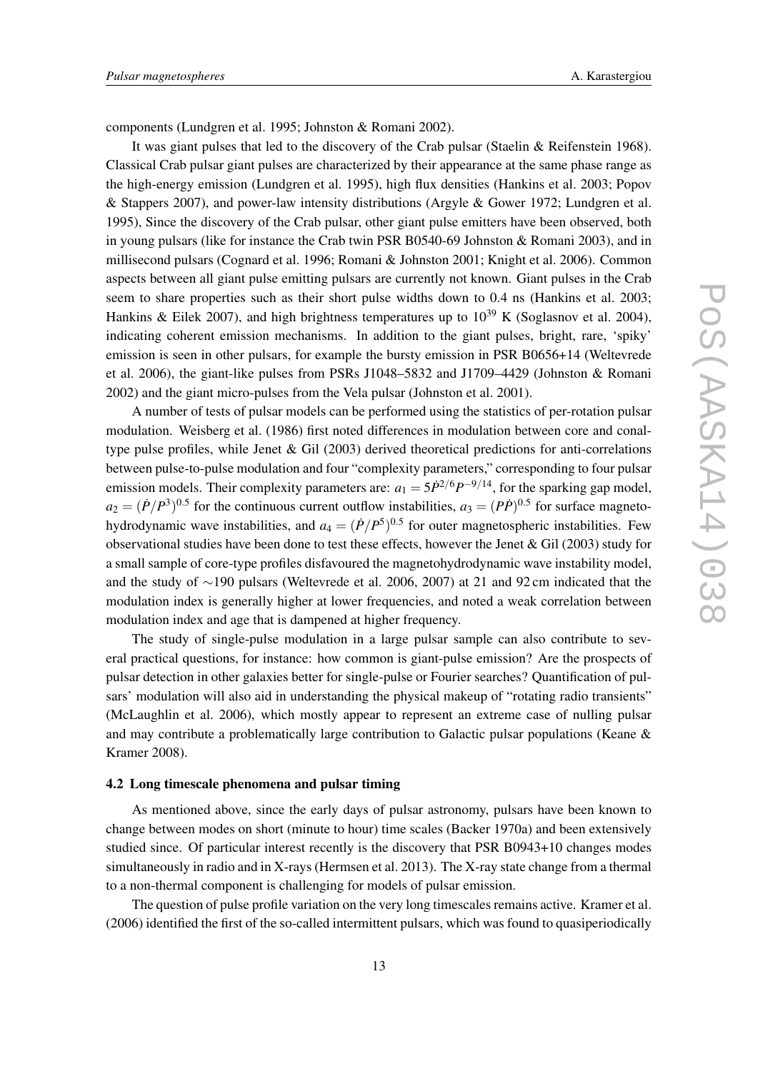components (Lundgren et al. 1995; Johnston & Romani 2002).

It was giant pulses that led to the discovery of the Crab pulsar (Staelin & Reifenstein 1968). Classical Crab pulsar giant pulses are characterized by their appearance at the same phase range as the high-energy emission (Lundgren et al. 1995), high flux densities (Hankins et al. 2003; Popov & Stappers 2007), and power-law intensity distributions (Argyle & Gower 1972; Lundgren et al. 1995), Since the discovery of the Crab pulsar, other giant pulse emitters have been observed, both in young pulsars (like for instance the Crab twin PSR B0540-69 Johnston & Romani 2003), and in millisecond pulsars (Cognard et al. 1996; Romani & Johnston 2001; Knight et al. 2006). Common aspects between all giant pulse emitting pulsars are currently not known. Giant pulses in the Crab seem to share properties such as their short pulse widths down to 0.4 ns (Hankins et al. 2003; Hankins & Eilek 2007), and high brightness temperatures up to $10^{39}$ K (Soglasnov et al. 2004), indicating coherent emission mechanisms. In addition to the giant pulses, bright, rare, 'spiky' emission is seen in other pulsars, for example the bursty emission in PSR B0656+14 (Weltevrede et al. 2006), the giant-like pulses from PSRs J1048–5832 and J1709–4429 (Johnston & Romani 2002) and the giant micro-pulses from the Vela pulsar (Johnston et al. 2001).

A number of tests of pulsar models can be performed using the statistics of per-rotation pulsar modulation. Weisberg et al. (1986) first noted differences in modulation between core and conal-type pulse profiles, while Jenet & Gil (2003) derived theoretical predictions for anti-correlations between pulse-to-pulse modulation and four "complexity parameters," corresponding to four pulsar emission models. Their complexity parameters are: $a_1 = 5\dot{P}^{2/6}P^{-9/14}$, for the sparking gap model, $a_2 = (\dot{P}/P^3)^{0.5}$ for the continuous current outflow instabilities, $a_3 = (P\dot{P})^{0.5}$ for surface magnetohydrodynamic wave instabilities, and $a_4 = (\dot{P}/P^5)^{0.5}$ for outer magnetospheric instabilities. Few observational studies have been done to test these effects, however the Jenet & Gil (2003) study for a small sample of core-type profiles disfavoured the magnetohydrodynamic wave instability model, and the study of $\sim$190 pulsars (Weltevrede et al. 2006, 2007) at 21 and 92 cm indicated that the modulation index is generally higher at lower frequencies, and noted a weak correlation between modulation index and age that is dampened at higher frequency.

The study of single-pulse modulation in a large pulsar sample can also contribute to several practical questions, for instance: how common is giant-pulse emission? Are the prospects of pulsar detection in other galaxies better for single-pulse or Fourier searches? Quantification of pulsars' modulation will also aid in understanding the physical makeup of "rotating radio transients" (McLaughlin et al. 2006), which mostly appear to represent an extreme case of nulling pulsar and may contribute a problematically large contribution to Galactic pulsar populations (Keane & Kramer 2008).

### 4.2 Long timescale phenomena and pulsar timing

As mentioned above, since the early days of pulsar astronomy, pulsars have been known to change between modes on short (minute to hour) time scales (Backer 1970a) and been extensively studied since. Of particular interest recently is the discovery that PSR B0943+10 changes modes simultaneously in radio and in X-rays (Hermsen et al. 2013). The X-ray state change from a thermal to a non-thermal component is challenging for models of pulsar emission.

The question of pulse profile variation on the very long timescales remains active. Kramer et al. (2006) identified the first of the so-called intermittent pulsars, which was found to quasiperiodically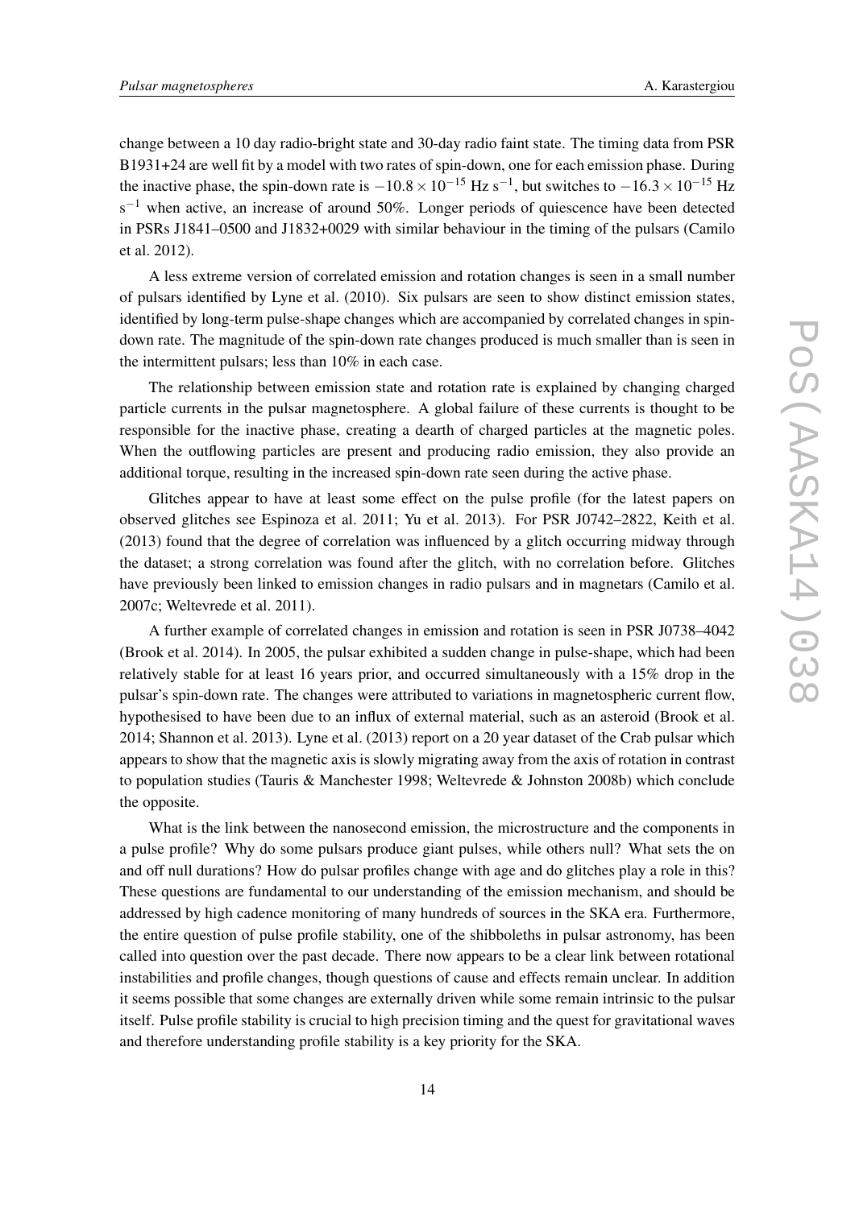change between a 10 day radio-bright state and 30-day radio faint state. The timing data from PSR B1931+24 are well fit by a model with two rates of spin-down, one for each emission phase. During the inactive phase, the spin-down rate is $-10.8 \times 10^{-15}$ Hz s$^{-1}$, but switches to $-16.3 \times 10^{-15}$ Hz s$^{-1}$ when active, an increase of around 50%. Longer periods of quiescence have been detected in PSRs J1841–0500 and J1832+0029 with similar behaviour in the timing of the pulsars (Camilo et al. 2012).

A less extreme version of correlated emission and rotation changes is seen in a small number of pulsars identified by Lyne et al. (2010). Six pulsars are seen to show distinct emission states, identified by long-term pulse-shape changes which are accompanied by correlated changes in spin-down rate. The magnitude of the spin-down rate changes produced is much smaller than is seen in the intermittent pulsars; less than 10% in each case.

The relationship between emission state and rotation rate is explained by changing charged particle currents in the pulsar magnetosphere. A global failure of these currents is thought to be responsible for the inactive phase, creating a dearth of charged particles at the magnetic poles. When the outflowing particles are present and producing radio emission, they also provide an additional torque, resulting in the increased spin-down rate seen during the active phase.

Glitches appear to have at least some effect on the pulse profile (for the latest papers on observed glitches see Espinoza et al. 2011; Yu et al. 2013). For PSR J0742–2822, Keith et al. (2013) found that the degree of correlation was influenced by a glitch occurring midway through the dataset; a strong correlation was found after the glitch, with no correlation before. Glitches have previously been linked to emission changes in radio pulsars and in magnetars (Camilo et al. 2007c; Weltevrede et al. 2011).

A further example of correlated changes in emission and rotation is seen in PSR J0738–4042 (Brook et al. 2014). In 2005, the pulsar exhibited a sudden change in pulse-shape, which had been relatively stable for at least 16 years prior, and occurred simultaneously with a 15% drop in the pulsar's spin-down rate. The changes were attributed to variations in magnetospheric current flow, hypothesised to have been due to an influx of external material, such as an asteroid (Brook et al. 2014; Shannon et al. 2013). Lyne et al. (2013) report on a 20 year dataset of the Crab pulsar which appears to show that the magnetic axis is slowly migrating away from the axis of rotation in contrast to population studies (Tauris & Manchester 1998; Weltevrede & Johnston 2008b) which conclude the opposite.

What is the link between the nanosecond emission, the microstructure and the components in a pulse profile? Why do some pulsars produce giant pulses, while others null? What sets the on and off null durations? How do pulsar profiles change with age and do glitches play a role in this? These questions are fundamental to our understanding of the emission mechanism, and should be addressed by high cadence monitoring of many hundreds of sources in the SKA era. Furthermore, the entire question of pulse profile stability, one of the shibboleths in pulsar astronomy, has been called into question over the past decade. There now appears to be a clear link between rotational instabilities and profile changes, though questions of cause and effects remain unclear. In addition it seems possible that some changes are externally driven while some remain intrinsic to the pulsar itself. Pulse profile stability is crucial to high precision timing and the quest for gravitational waves and therefore understanding profile stability is a key priority for the SKA.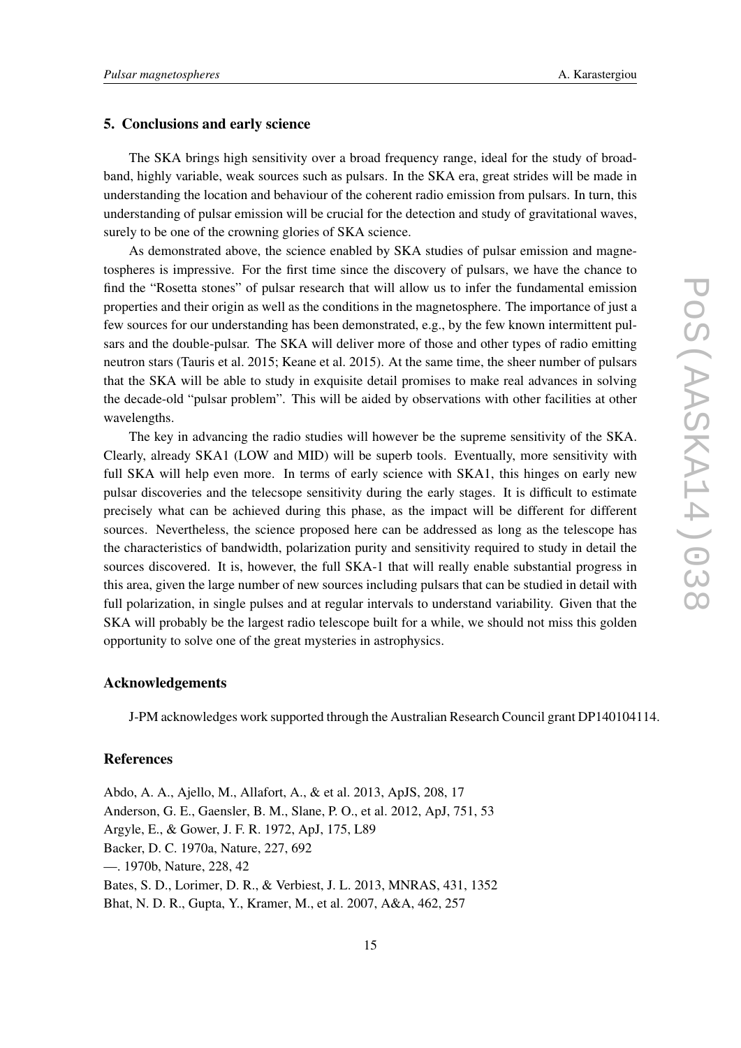## 5. Conclusions and early science

The SKA brings high sensitivity over a broad frequency range, ideal for the study of broadband, highly variable, weak sources such as pulsars. In the SKA era, great strides will be made in understanding the location and behaviour of the coherent radio emission from pulsars. In turn, this understanding of pulsar emission will be crucial for the detection and study of gravitational waves, surely to be one of the crowning glories of SKA science.

As demonstrated above, the science enabled by SKA studies of pulsar emission and magnetospheres is impressive. For the first time since the discovery of pulsars, we have the chance to find the "Rosetta stones" of pulsar research that will allow us to infer the fundamental emission properties and their origin as well as the conditions in the magnetosphere. The importance of just a few sources for our understanding has been demonstrated, e.g., by the few known intermittent pulsars and the double-pulsar. The SKA will deliver more of those and other types of radio emitting neutron stars (Tauris et al. 2015; Keane et al. 2015). At the same time, the sheer number of pulsars that the SKA will be able to study in exquisite detail promises to make real advances in solving the decade-old "pulsar problem". This will be aided by observations with other facilities at other wavelengths.

The key in advancing the radio studies will however be the supreme sensitivity of the SKA. Clearly, already SKA1 (LOW and MID) will be superb tools. Eventually, more sensitivity with full SKA will help even more. In terms of early science with SKA1, this hinges on early new pulsar discoveries and the telecsope sensitivity during the early stages. It is difficult to estimate precisely what can be achieved during this phase, as the impact will be different for different sources. Nevertheless, the science proposed here can be addressed as long as the telescope has the characteristics of bandwidth, polarization purity and sensitivity required to study in detail the sources discovered. It is, however, the full SKA-1 that will really enable substantial progress in this area, given the large number of new sources including pulsars that can be studied in detail with full polarization, in single pulses and at regular intervals to understand variability. Given that the SKA will probably be the largest radio telescope built for a while, we should not miss this golden opportunity to solve one of the great mysteries in astrophysics.

### Acknowledgements

J-PM acknowledges work supported through the Australian Research Council grant DP140104114.

### References

Abdo, A. A., Ajello, M., Allafort, A., & et al. 2013, ApJS, 208, 17

Anderson, G. E., Gaensler, B. M., Slane, P. O., et al. 2012, ApJ, 751, 53

Argyle, E., & Gower, J. F. R. 1972, ApJ, 175, L89

Backer, D. C. 1970a, Nature, 227, 692

—. 1970b, Nature, 228, 42

Bates, S. D., Lorimer, D. R., & Verbiest, J. L. 2013, MNRAS, 431, 1352

Bhat, N. D. R., Gupta, Y., Kramer, M., et al. 2007, A&A, 462, 257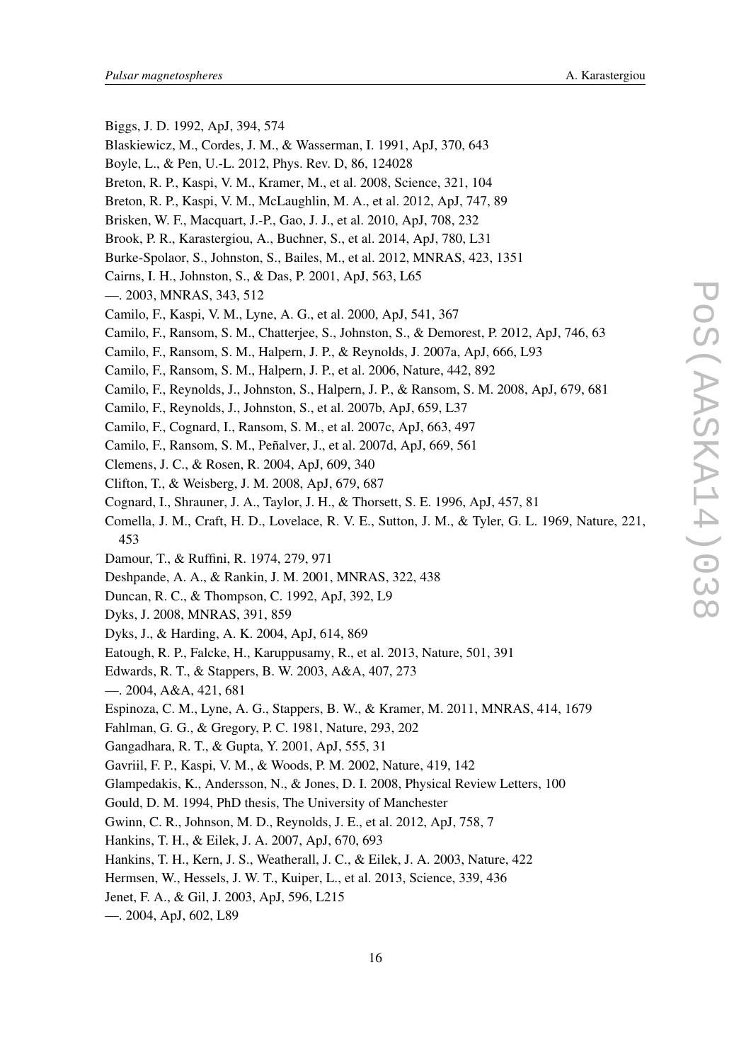Biggs, J. D. 1992, ApJ, 394, 574

Blaskiewicz, M., Cordes, J. M., & Wasserman, I. 1991, ApJ, 370, 643

Boyle, L., & Pen, U.-L. 2012, Phys. Rev. D, 86, 124028

Breton, R. P., Kaspi, V. M., Kramer, M., et al. 2008, Science, 321, 104

Breton, R. P., Kaspi, V. M., McLaughlin, M. A., et al. 2012, ApJ, 747, 89

Brisken, W. F., Macquart, J.-P., Gao, J. J., et al. 2010, ApJ, 708, 232

Brook, P. R., Karastergiou, A., Buchner, S., et al. 2014, ApJ, 780, L31

Burke-Spolaor, S., Johnston, S., Bailes, M., et al. 2012, MNRAS, 423, 1351

Cairns, I. H., Johnston, S., & Das, P. 2001, ApJ, 563, L65

—. 2003, MNRAS, 343, 512

Camilo, F., Kaspi, V. M., Lyne, A. G., et al. 2000, ApJ, 541, 367

Camilo, F., Ransom, S. M., Chatterjee, S., Johnston, S., & Demorest, P. 2012, ApJ, 746, 63

Camilo, F., Ransom, S. M., Halpern, J. P., & Reynolds, J. 2007a, ApJ, 666, L93

Camilo, F., Ransom, S. M., Halpern, J. P., et al. 2006, Nature, 442, 892

Camilo, F., Reynolds, J., Johnston, S., Halpern, J. P., & Ransom, S. M. 2008, ApJ, 679, 681

Camilo, F., Reynolds, J., Johnston, S., et al. 2007b, ApJ, 659, L37

Camilo, F., Cognard, I., Ransom, S. M., et al. 2007c, ApJ, 663, 497

Camilo, F., Ransom, S. M., Peñalver, J., et al. 2007d, ApJ, 669, 561

Clemens, J. C., & Rosen, R. 2004, ApJ, 609, 340

Clifton, T., & Weisberg, J. M. 2008, ApJ, 679, 687

Cognard, I., Shrauner, J. A., Taylor, J. H., & Thorsett, S. E. 1996, ApJ, 457, 81

Comella, J. M., Craft, H. D., Lovelace, R. V. E., Sutton, J. M., & Tyler, G. L. 1969, Nature, 221, 453

Damour, T., & Ruffini, R. 1974, 279, 971

Deshpande, A. A., & Rankin, J. M. 2001, MNRAS, 322, 438

Duncan, R. C., & Thompson, C. 1992, ApJ, 392, L9

Dyks, J. 2008, MNRAS, 391, 859

Dyks, J., & Harding, A. K. 2004, ApJ, 614, 869

Eatough, R. P., Falcke, H., Karuppusamy, R., et al. 2013, Nature, 501, 391

Edwards, R. T., & Stappers, B. W. 2003, A&A, 407, 273

—. 2004, A&A, 421, 681

Espinoza, C. M., Lyne, A. G., Stappers, B. W., & Kramer, M. 2011, MNRAS, 414, 1679

Fahlman, G. G., & Gregory, P. C. 1981, Nature, 293, 202

Gangadhara, R. T., & Gupta, Y. 2001, ApJ, 555, 31

Gavriil, F. P., Kaspi, V. M., & Woods, P. M. 2002, Nature, 419, 142

Glampedakis, K., Andersson, N., & Jones, D. I. 2008, Physical Review Letters, 100

Gould, D. M. 1994, PhD thesis, The University of Manchester

Gwinn, C. R., Johnson, M. D., Reynolds, J. E., et al. 2012, ApJ, 758, 7

Hankins, T. H., & Eilek, J. A. 2007, ApJ, 670, 693

Hankins, T. H., Kern, J. S., Weatherall, J. C., & Eilek, J. A. 2003, Nature, 422

Hermsen, W., Hessels, J. W. T., Kuiper, L., et al. 2013, Science, 339, 436

Jenet, F. A., & Gil, J. 2003, ApJ, 596, L215

—. 2004, ApJ, 602, L89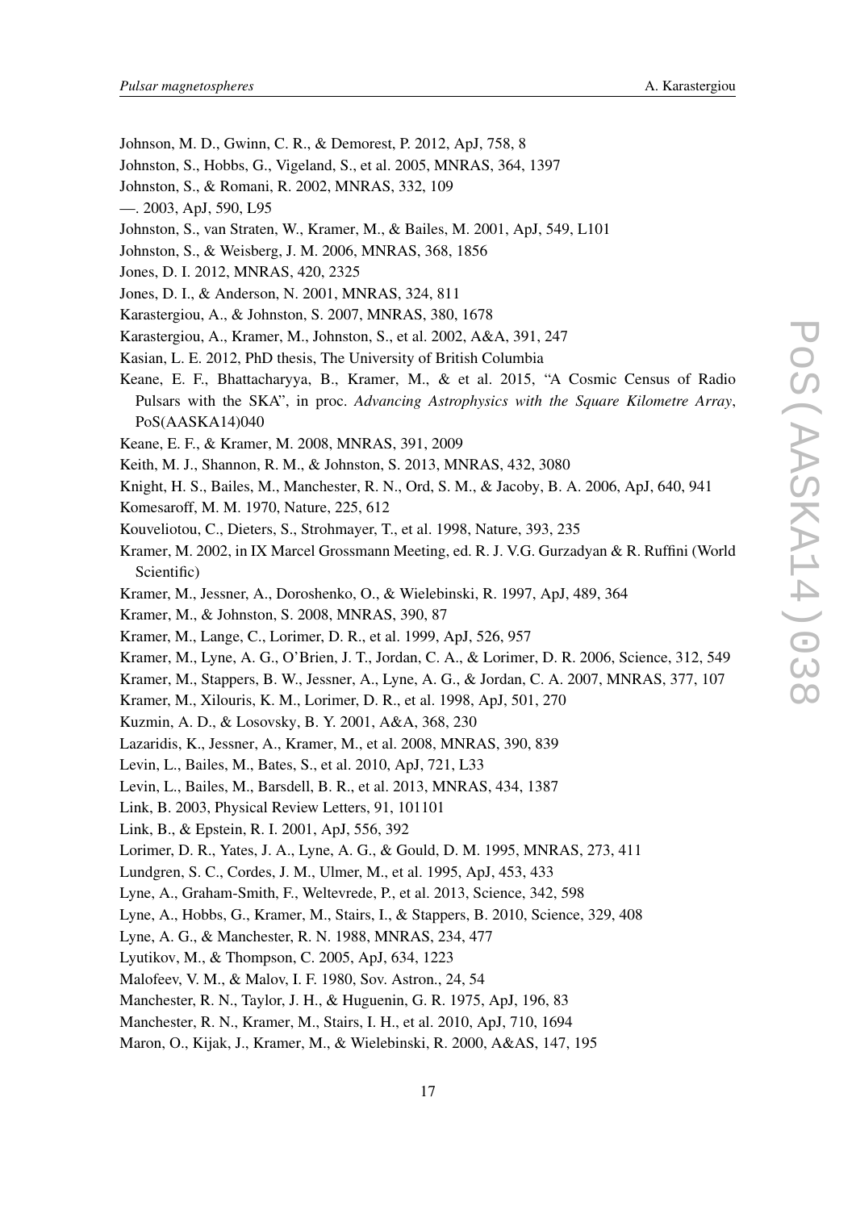Johnson, M. D., Gwinn, C. R., & Demorest, P. 2012, ApJ, 758, 8

Johnston, S., Hobbs, G., Vigeland, S., et al. 2005, MNRAS, 364, 1397

Johnston, S., & Romani, R. 2002, MNRAS, 332, 109

—. 2003, ApJ, 590, L95

Johnston, S., van Straten, W., Kramer, M., & Bailes, M. 2001, ApJ, 549, L101

Johnston, S., & Weisberg, J. M. 2006, MNRAS, 368, 1856

Jones, D. I. 2012, MNRAS, 420, 2325

Jones, D. I., & Anderson, N. 2001, MNRAS, 324, 811

Karastergiou, A., & Johnston, S. 2007, MNRAS, 380, 1678

Karastergiou, A., Kramer, M., Johnston, S., et al. 2002, A&A, 391, 247

Kasian, L. E. 2012, PhD thesis, The University of British Columbia

Keane, E. F., Bhattacharyya, B., Kramer, M., & et al. 2015, "A Cosmic Census of Radio Pulsars with the SKA", in proc. *Advancing Astrophysics with the Square Kilometre Array*, PoS(AASKA14)040

Keane, E. F., & Kramer, M. 2008, MNRAS, 391, 2009

Keith, M. J., Shannon, R. M., & Johnston, S. 2013, MNRAS, 432, 3080

Knight, H. S., Bailes, M., Manchester, R. N., Ord, S. M., & Jacoby, B. A. 2006, ApJ, 640, 941

Komesaroff, M. M. 1970, Nature, 225, 612

Kouveliotou, C., Dieters, S., Strohmayer, T., et al. 1998, Nature, 393, 235

Kramer, M. 2002, in IX Marcel Grossmann Meeting, ed. R. J. V.G. Gurzadyan & R. Ruffini (World Scientific)

Kramer, M., Jessner, A., Doroshenko, O., & Wielebinski, R. 1997, ApJ, 489, 364

Kramer, M., & Johnston, S. 2008, MNRAS, 390, 87

Kramer, M., Lange, C., Lorimer, D. R., et al. 1999, ApJ, 526, 957

Kramer, M., Lyne, A. G., O'Brien, J. T., Jordan, C. A., & Lorimer, D. R. 2006, Science, 312, 549

Kramer, M., Stappers, B. W., Jessner, A., Lyne, A. G., & Jordan, C. A. 2007, MNRAS, 377, 107

Kramer, M., Xilouris, K. M., Lorimer, D. R., et al. 1998, ApJ, 501, 270

Kuzmin, A. D., & Losovsky, B. Y. 2001, A&A, 368, 230

Lazaridis, K., Jessner, A., Kramer, M., et al. 2008, MNRAS, 390, 839

Levin, L., Bailes, M., Bates, S., et al. 2010, ApJ, 721, L33

Levin, L., Bailes, M., Barsdell, B. R., et al. 2013, MNRAS, 434, 1387

Link, B. 2003, Physical Review Letters, 91, 101101

Link, B., & Epstein, R. I. 2001, ApJ, 556, 392

Lorimer, D. R., Yates, J. A., Lyne, A. G., & Gould, D. M. 1995, MNRAS, 273, 411

Lundgren, S. C., Cordes, J. M., Ulmer, M., et al. 1995, ApJ, 453, 433

Lyne, A., Graham-Smith, F., Weltevrede, P., et al. 2013, Science, 342, 598

Lyne, A., Hobbs, G., Kramer, M., Stairs, I., & Stappers, B. 2010, Science, 329, 408

Lyne, A. G., & Manchester, R. N. 1988, MNRAS, 234, 477

Lyutikov, M., & Thompson, C. 2005, ApJ, 634, 1223

Malofeev, V. M., & Malov, I. F. 1980, Sov. Astron., 24, 54

Manchester, R. N., Taylor, J. H., & Huguenin, G. R. 1975, ApJ, 196, 83

Manchester, R. N., Kramer, M., Stairs, I. H., et al. 2010, ApJ, 710, 1694

Maron, O., Kijak, J., Kramer, M., & Wielebinski, R. 2000, A&AS, 147, 195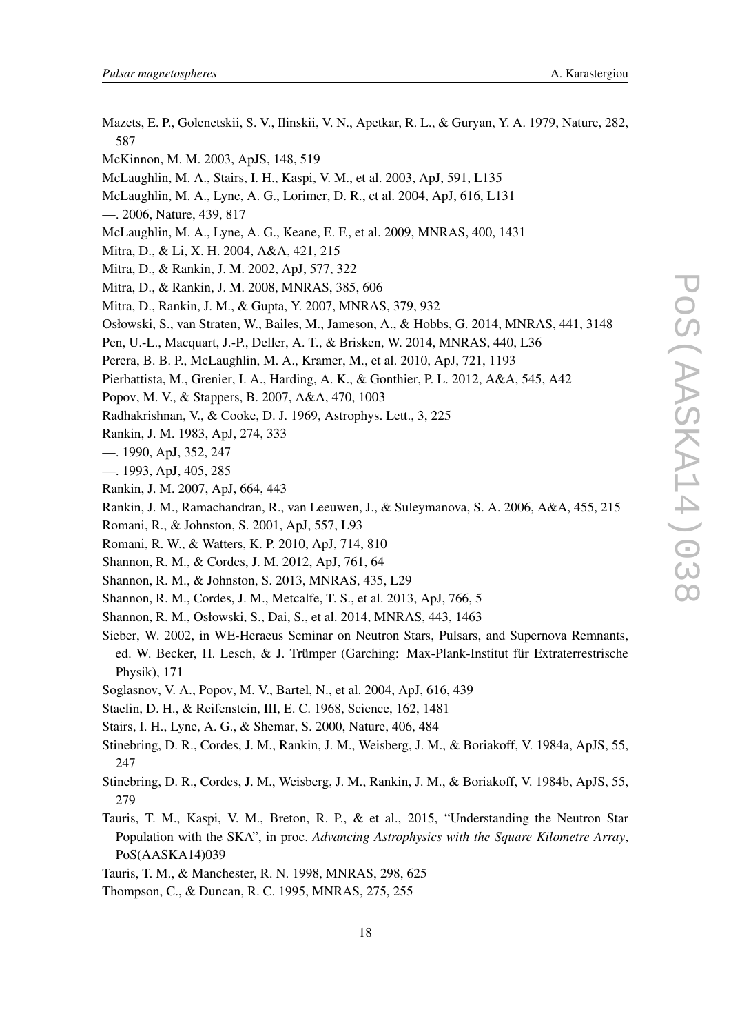Mazets, E. P., Golenetskii, S. V., Ilinskii, V. N., Apetkar, R. L., & Guryan, Y. A. 1979, Nature, 282, 587

McKinnon, M. M. 2003, ApJS, 148, 519

McLaughlin, M. A., Stairs, I. H., Kaspi, V. M., et al. 2003, ApJ, 591, L135

McLaughlin, M. A., Lyne, A. G., Lorimer, D. R., et al. 2004, ApJ, 616, L131

—. 2006, Nature, 439, 817

McLaughlin, M. A., Lyne, A. G., Keane, E. F., et al. 2009, MNRAS, 400, 1431

Mitra, D., & Li, X. H. 2004, A&A, 421, 215

Mitra, D., & Rankin, J. M. 2002, ApJ, 577, 322

Mitra, D., & Rankin, J. M. 2008, MNRAS, 385, 606

Mitra, D., Rankin, J. M., & Gupta, Y. 2007, MNRAS, 379, 932

Osłowski, S., van Straten, W., Bailes, M., Jameson, A., & Hobbs, G. 2014, MNRAS, 441, 3148

Pen, U.-L., Macquart, J.-P., Deller, A. T., & Brisken, W. 2014, MNRAS, 440, L36

Perera, B. B. P., McLaughlin, M. A., Kramer, M., et al. 2010, ApJ, 721, 1193

Pierbattista, M., Grenier, I. A., Harding, A. K., & Gonthier, P. L. 2012, A&A, 545, A42

Popov, M. V., & Stappers, B. 2007, A&A, 470, 1003

Radhakrishnan, V., & Cooke, D. J. 1969, Astrophys. Lett., 3, 225

Rankin, J. M. 1983, ApJ, 274, 333

—. 1990, ApJ, 352, 247

—. 1993, ApJ, 405, 285

Rankin, J. M. 2007, ApJ, 664, 443

Rankin, J. M., Ramachandran, R., van Leeuwen, J., & Suleymanova, S. A. 2006, A&A, 455, 215

Romani, R., & Johnston, S. 2001, ApJ, 557, L93

Romani, R. W., & Watters, K. P. 2010, ApJ, 714, 810

Shannon, R. M., & Cordes, J. M. 2012, ApJ, 761, 64

Shannon, R. M., & Johnston, S. 2013, MNRAS, 435, L29

Shannon, R. M., Cordes, J. M., Metcalfe, T. S., et al. 2013, ApJ, 766, 5

Shannon, R. M., Osłowski, S., Dai, S., et al. 2014, MNRAS, 443, 1463

Sieber, W. 2002, in WE-Heraeus Seminar on Neutron Stars, Pulsars, and Supernova Remnants, ed. W. Becker, H. Lesch, & J. Trümper (Garching: Max-Plank-Institut für Extraterrestrische Physik), 171

Soglasnov, V. A., Popov, M. V., Bartel, N., et al. 2004, ApJ, 616, 439

Staelin, D. H., & Reifenstein, III, E. C. 1968, Science, 162, 1481

Stairs, I. H., Lyne, A. G., & Shemar, S. 2000, Nature, 406, 484

Stinebring, D. R., Cordes, J. M., Rankin, J. M., Weisberg, J. M., & Boriakoff, V. 1984a, ApJS, 55, 247

Stinebring, D. R., Cordes, J. M., Weisberg, J. M., Rankin, J. M., & Boriakoff, V. 1984b, ApJS, 55, 279

Tauris, T. M., Kaspi, V. M., Breton, R. P., & et al., 2015, "Understanding the Neutron Star Population with the SKA", in proc. *Advancing Astrophysics with the Square Kilometre Array*, PoS(AASKA14)039

Tauris, T. M., & Manchester, R. N. 1998, MNRAS, 298, 625

Thompson, C., & Duncan, R. C. 1995, MNRAS, 275, 255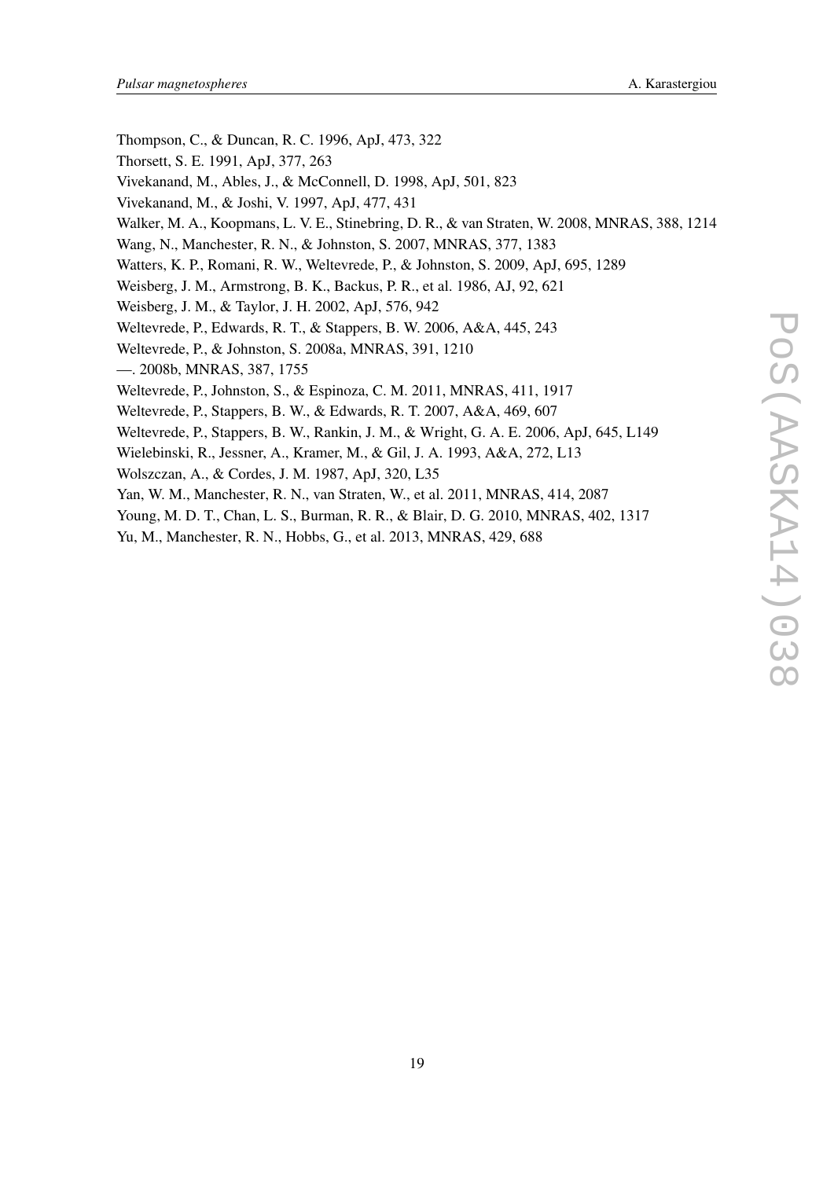Thompson, C., & Duncan, R. C. 1996, ApJ, 473, 322

Thorsett, S. E. 1991, ApJ, 377, 263

Vivekanand, M., Ables, J., & McConnell, D. 1998, ApJ, 501, 823

Vivekanand, M., & Joshi, V. 1997, ApJ, 477, 431

Walker, M. A., Koopmans, L. V. E., Stinebring, D. R., & van Straten, W. 2008, MNRAS, 388, 1214

Wang, N., Manchester, R. N., & Johnston, S. 2007, MNRAS, 377, 1383

Watters, K. P., Romani, R. W., Weltevrede, P., & Johnston, S. 2009, ApJ, 695, 1289

Weisberg, J. M., Armstrong, B. K., Backus, P. R., et al. 1986, AJ, 92, 621

Weisberg, J. M., & Taylor, J. H. 2002, ApJ, 576, 942

Weltevrede, P., Edwards, R. T., & Stappers, B. W. 2006, A&A, 445, 243

Weltevrede, P., & Johnston, S. 2008a, MNRAS, 391, 1210

—. 2008b, MNRAS, 387, 1755

Weltevrede, P., Johnston, S., & Espinoza, C. M. 2011, MNRAS, 411, 1917

Weltevrede, P., Stappers, B. W., & Edwards, R. T. 2007, A&A, 469, 607

Weltevrede, P., Stappers, B. W., Rankin, J. M., & Wright, G. A. E. 2006, ApJ, 645, L149

Wielebinski, R., Jessner, A., Kramer, M., & Gil, J. A. 1993, A&A, 272, L13

Wolszczan, A., & Cordes, J. M. 1987, ApJ, 320, L35

Yan, W. M., Manchester, R. N., van Straten, W., et al. 2011, MNRAS, 414, 2087

Young, M. D. T., Chan, L. S., Burman, R. R., & Blair, D. G. 2010, MNRAS, 402, 1317

Yu, M., Manchester, R. N., Hobbs, G., et al. 2013, MNRAS, 429, 688